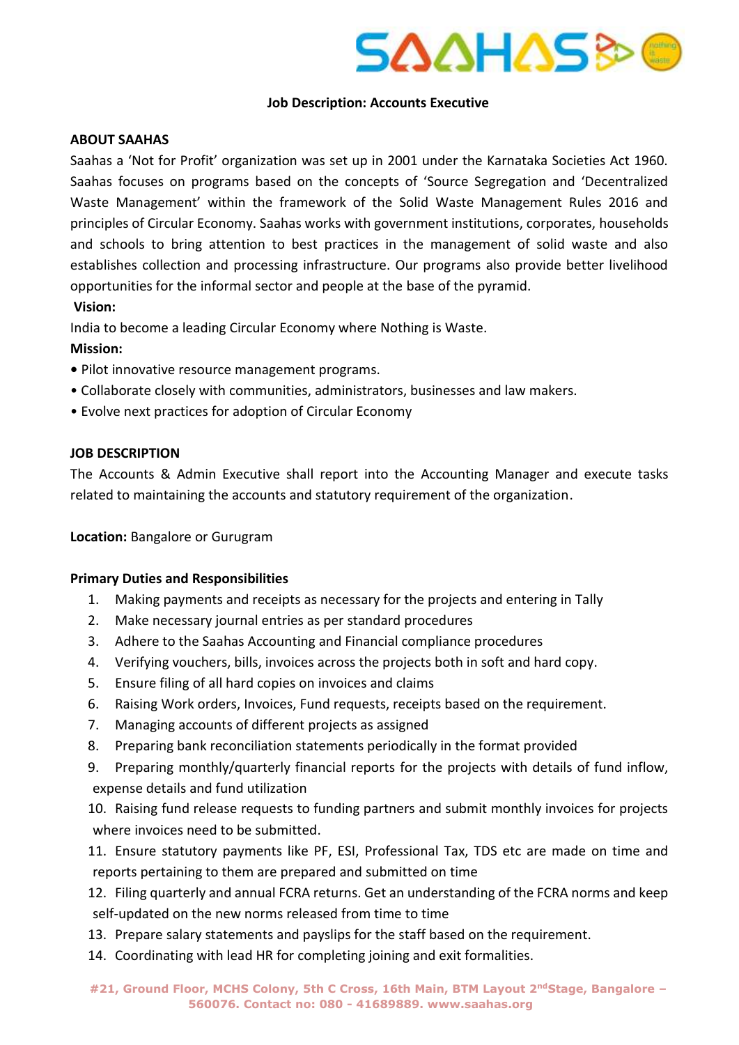# Job Description: Accounts Executive

## ABOUT SAAHAS

Saahas a 'Not for Profit' organization was set up in 2001 under the Karnataka Societies Act 1960. Saahas focuses on programs based on the concepts of 'Source Segregation and 'Decentralized Waste Management' within the framework of the Solid Waste Management Rules 2016 and principles of Circular Economy. Saahas works with government institutions, corporates, households and schools to bring attention to best practices in the management of solid waste and also establishes collection and processing infrastructure. Our programs also provide better livelihood opportunities for the informal sector and people at the base of the pyramid.

**Vision:**

India to become a leading Circular Economy where Nothing is Waste.

**Mission:**

- Pilot innovative resource management programs.
- Collaborate closely with communities, administrators, businesses and law makers.
- Evolve next practices for adoption of Circular Economy

## JOB DESCRIPTION

The Accounts & Admin Executive shall report into the Accounting Manager and execute tasks related to maintaining the accounts and statutory requirement of the organization.

**Location:** Bangalore or Gurugram

**Primary Duties and Responsibilities**

1. Making payments and receipts as necessary for the projects and entering in Tally
2. Make necessary journal entries as per standard procedures
3. Adhere to the Saahas Accounting and Financial compliance procedures
4. Verifying vouchers, bills, invoices across the projects both in soft and hard copy.
5. Ensure filing of all hard copies on invoices and claims
6. Raising Work orders, Invoices, Fund requests, receipts based on the requirement.
7. Managing accounts of different projects as assigned
8. Preparing bank reconciliation statements periodically in the format provided
9. Preparing monthly/quarterly financial reports for the projects with details of fund inflow, expense details and fund utilization
10. Raising fund release requests to funding partners and submit monthly invoices for projects where invoices need to be submitted.
11. Ensure statutory payments like PF, ESI, Professional Tax, TDS etc are made on time and reports pertaining to them are prepared and submitted on time
12. Filing quarterly and annual FCRA returns. Get an understanding of the FCRA norms and keep self-updated on the new norms released from time to time
13. Prepare salary statements and payslips for the staff based on the requirement.
14. Coordinating with lead HR for completing joining and exit formalities.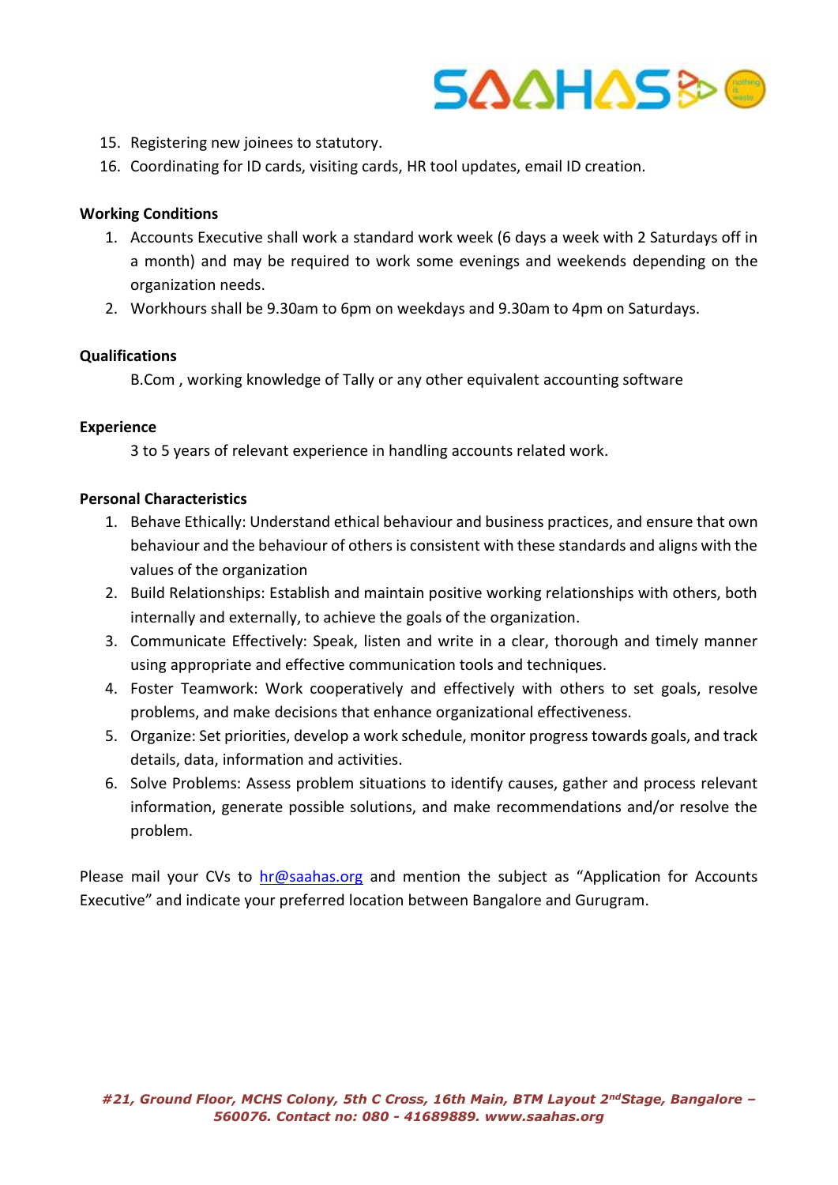15. Registering new joinees to statutory.
16. Coordinating for ID cards, visiting cards, HR tool updates, email ID creation.

**Working Conditions**

1. Accounts Executive shall work a standard work week (6 days a week with 2 Saturdays off in a month) and may be required to work some evenings and weekends depending on the organization needs.
2. Workhours shall be 9.30am to 6pm on weekdays and 9.30am to 4pm on Saturdays.

**Qualifications**

B.Com , working knowledge of Tally or any other equivalent accounting software

**Experience**

3 to 5 years of relevant experience in handling accounts related work.

**Personal Characteristics**

1. Behave Ethically: Understand ethical behaviour and business practices, and ensure that own behaviour and the behaviour of others is consistent with these standards and aligns with the values of the organization
2. Build Relationships: Establish and maintain positive working relationships with others, both internally and externally, to achieve the goals of the organization.
3. Communicate Effectively: Speak, listen and write in a clear, thorough and timely manner using appropriate and effective communication tools and techniques.
4. Foster Teamwork: Work cooperatively and effectively with others to set goals, resolve problems, and make decisions that enhance organizational effectiveness.
5. Organize: Set priorities, develop a work schedule, monitor progress towards goals, and track details, data, information and activities.
6. Solve Problems: Assess problem situations to identify causes, gather and process relevant information, generate possible solutions, and make recommendations and/or resolve the problem.

Please mail your CVs to hr@saahas.org and mention the subject as "Application for Accounts Executive" and indicate your preferred location between Bangalore and Gurugram.